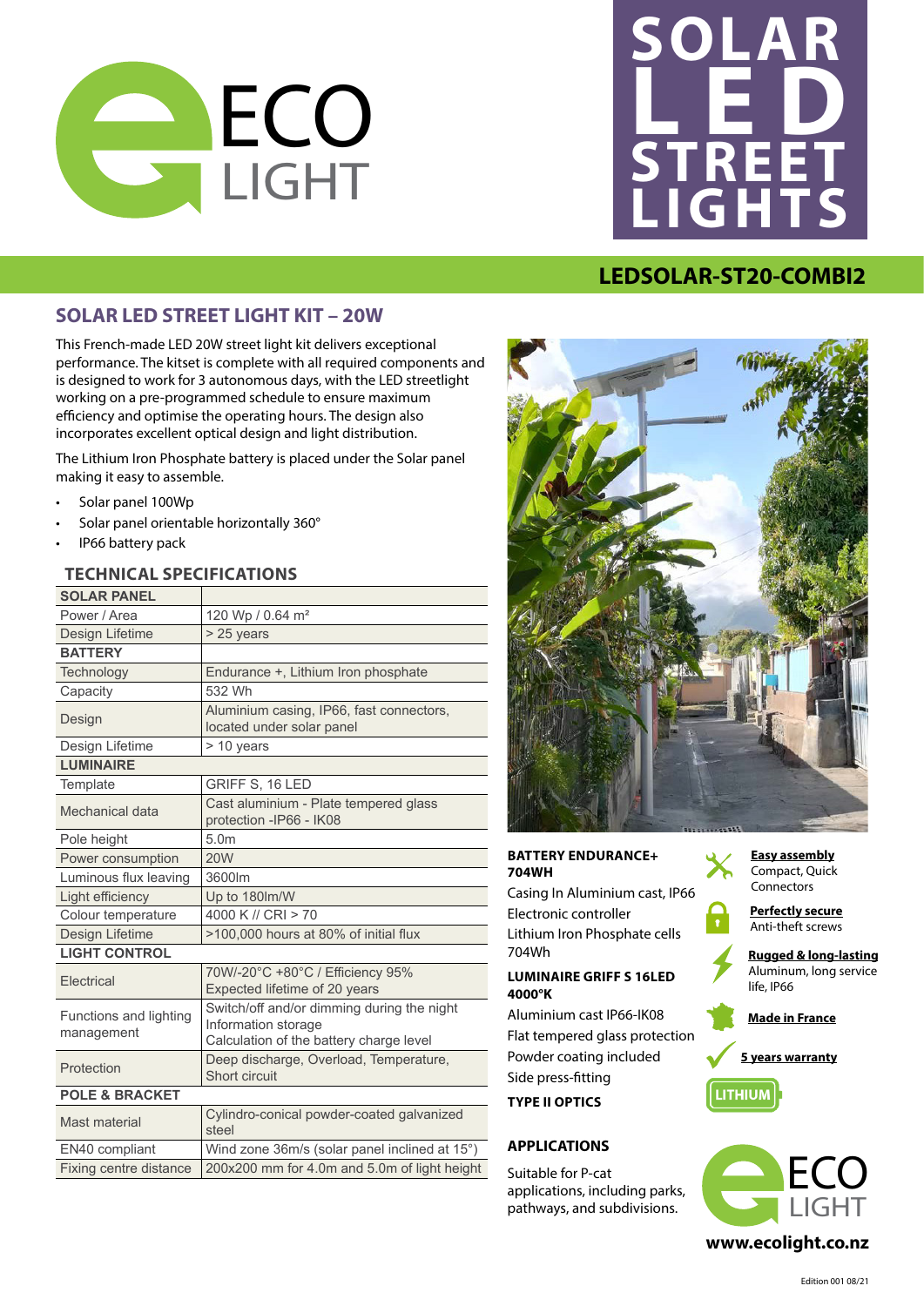# ECO LIGHT

# SOLAR LED STREET LIGHTS

## LEDSOLAR-ST20-COMBI2

## SOLAR LED STREET LIGHT KIT – 20W

This French-made LED 20W street light kit delivers exceptional performance. The kitset is complete with all required components and is designed to work for 3 autonomous days, with the LED streetlight working on a pre-programmed schedule to ensure maximum efficiency and optimise the operating hours. The design also incorporates excellent optical design and light distribution.

The Lithium Iron Phosphate battery is placed under the Solar panel making it easy to assemble.

- Solar panel 100Wp
- Solar panel orientable horizontally 360°
- IP66 battery pack

### TECHNICAL SPECIFICATIONS

| **SOLAR PANEL** | |
|---|---|
| Power / Area | 120 Wp / 0.64 m² |
| Design Lifetime | > 25 years |
| **BATTERY** | |
| Technology | Endurance +, Lithium Iron phosphate |
| Capacity | 532 Wh |
| Design | Aluminium casing, IP66, fast connectors, located under solar panel |
| Design Lifetime | > 10 years |
| **LUMINAIRE** | |
| Template | GRIFF S, 16 LED |
| Mechanical data | Cast aluminium - Plate tempered glass protection -IP66 - IK08 |
| Pole height | 5.0m |
| Power consumption | 20W |
| Luminous flux leaving | 3600lm |
| Light efficiency | Up to 180lm/W |
| Colour temperature | 4000 K // CRI > 70 |
| Design Lifetime | >100,000 hours at 80% of initial flux |
| **LIGHT CONTROL** | |
| Electrical | 70W/-20°C +80°C / Efficiency 95% Expected lifetime of 20 years |
| Functions and lighting management | Switch/off and/or dimming during the night Information storage Calculation of the battery charge level |
| Protection | Deep discharge, Overload, Temperature, Short circuit |
| **POLE & BRACKET** | |
| Mast material | Cylindro-conical powder-coated galvanized steel |
| EN40 compliant | Wind zone 36m/s (solar panel inclined at 15°) |
| Fixing centre distance | 200x200 mm for 4.0m and 5.0m of light height |

**BATTERY ENDURANCE+ 704WH**

Casing In Aluminium cast, IP66
Electronic controller
Lithium Iron Phosphate cells
704Wh

**LUMINAIRE GRIFF S 16LED 4000°K**

Aluminium cast IP66-IK08
Flat tempered glass protection
Powder coating included
Side press-fitting

**TYPE II OPTICS**

**Easy assembly**
Compact, Quick Connectors

**Perfectly secure**
Anti-theft screws

**Rugged & long-lasting**
Aluminum, long service life, IP66

**Made in France**

**5 years warranty**

LITHIUM

### APPLICATIONS

Suitable for P-cat applications, including parks, pathways, and subdivisions.

ECO LIGHT

**www.ecolight.co.nz**

Edition 001 08/21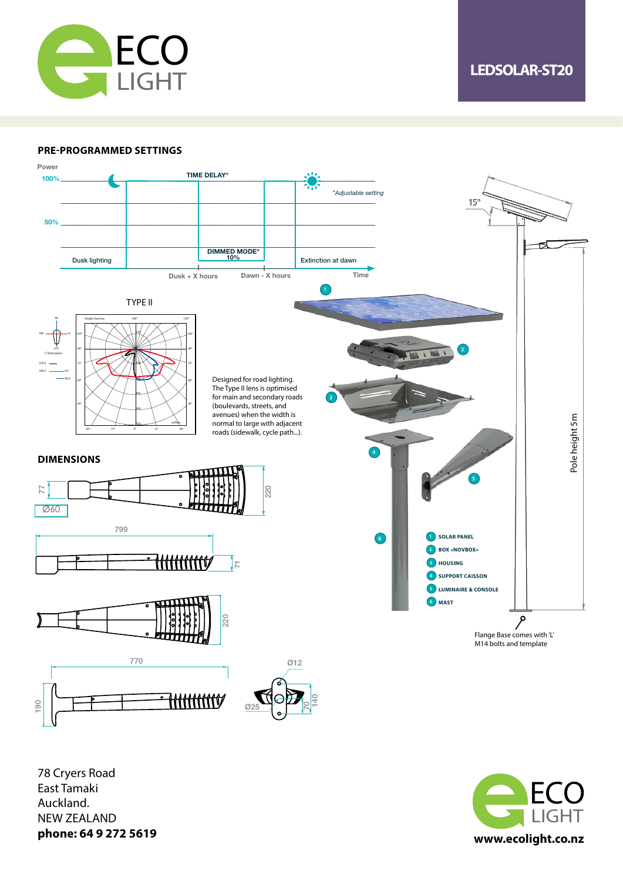ECO LIGHT

LEDSOLAR-ST20

## PRE-PROGRAMMED SETTINGS

Power

100%

50%

TIME DELAY*

*Adjustable setting

Dusk lighting

DIMMED MODE* 10%

Extinction at dawn

Dusk + X hours

Dawn - X hours

Time

TYPE II

Designed for road lighting. The Type II lens is optimised for main and secondary roads (boulevards, streets, and avenues) when the width is normal to large with adjacent roads (sidewalk, cycle path...).

15°

Pole height 5m

1. SOLAR PANEL
2. BOX «NOVBOX»
3. HOUSING
4. SUPPORT CAISSON
5. LUMINAIRE & CONSOLE
6. MAST

Flange Base comes with 'L' M14 bolts and template

## DIMENSIONS

77

Ø60

220

799

71

220

770

190

Ø12

Ø25

70

140

78 Cryers Road
East Tamaki
Auckland.
NEW ZEALAND
**phone: 64 9 272 5619**

ECO LIGHT

**www.ecolight.co.nz**